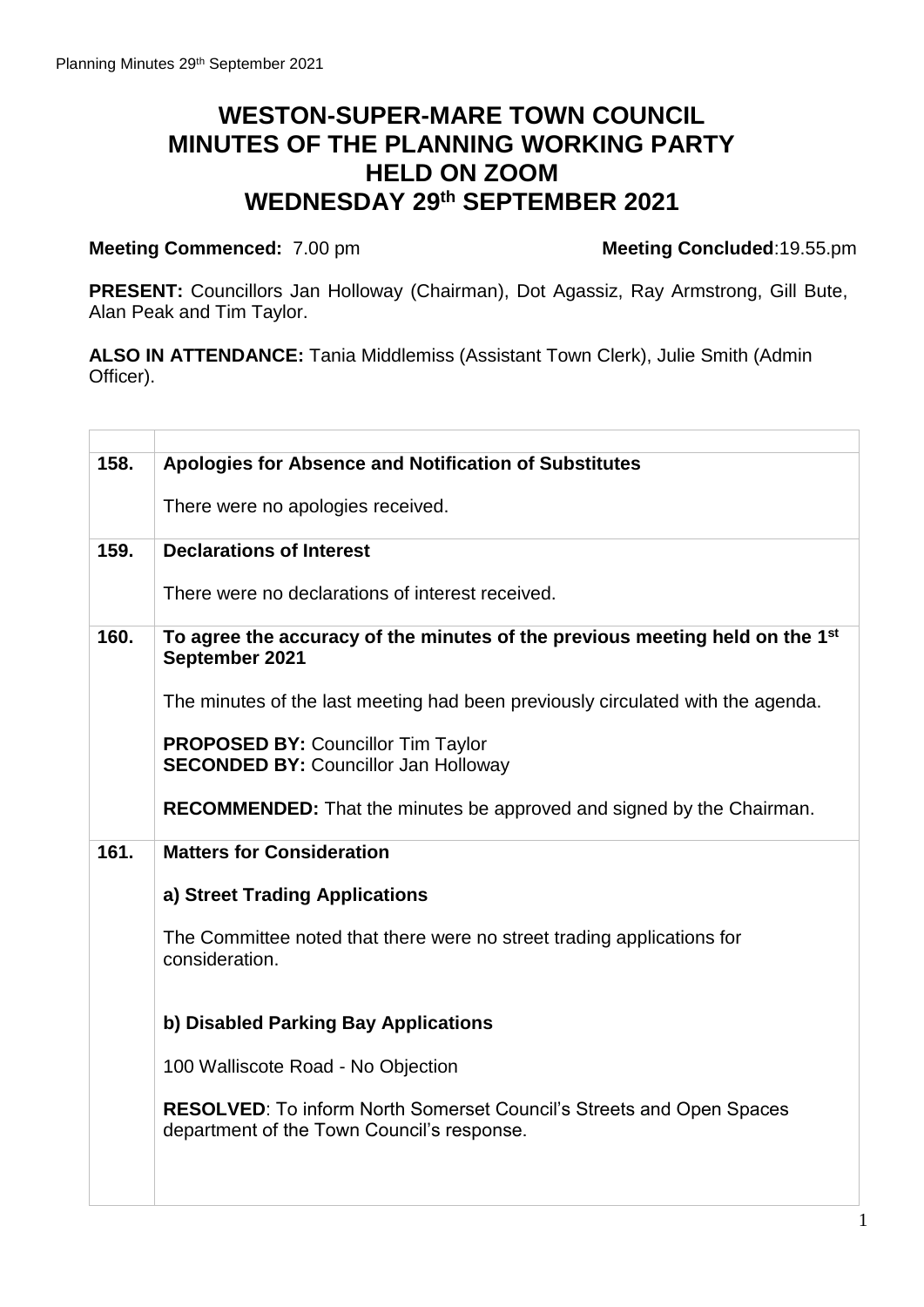# WESTON-SUPER-MARE TOWN COUNCIL
# MINUTES OF THE PLANNING WORKING PARTY
# HELD ON ZOOM
# WEDNESDAY 29th SEPTEMBER 2021

**Meeting Commenced:** 7.00 pm **Meeting Concluded**:19.55.pm

**PRESENT:** Councillors Jan Holloway (Chairman), Dot Agassiz, Ray Armstrong, Gill Bute, Alan Peak and Tim Taylor.

**ALSO IN ATTENDANCE:** Tania Middlemiss (Assistant Town Clerk), Julie Smith (Admin Officer).

| | |
|---|---|
| **158.** | **Apologies for Absence and Notification of Substitutes**<br><br>There were no apologies received. |
| **159.** | **Declarations of Interest**<br><br>There were no declarations of interest received. |
| **160.** | **To agree the accuracy of the minutes of the previous meeting held on the 1st September 2021**<br><br>The minutes of the last meeting had been previously circulated with the agenda.<br><br>**PROPOSED BY:** Councillor Tim Taylor<br>**SECONDED BY:** Councillor Jan Holloway<br><br>**RECOMMENDED:** That the minutes be approved and signed by the Chairman. |
| **161.** | **Matters for Consideration**<br><br>**a) Street Trading Applications**<br><br>The Committee noted that there were no street trading applications for consideration.<br><br>**b) Disabled Parking Bay Applications**<br><br>100 Walliscote Road - No Objection<br><br>**RESOLVED**: To inform North Somerset Council's Streets and Open Spaces department of the Town Council's response. |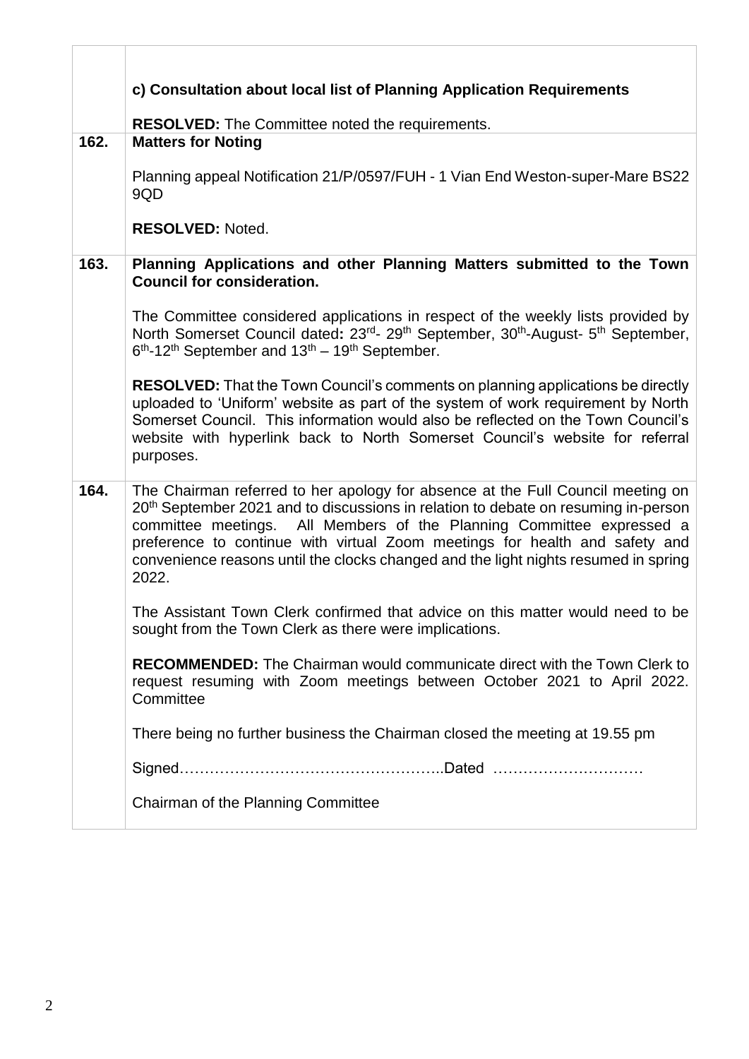| | |
|---|---|
| | **c) Consultation about local list of Planning Application Requirements**<br><br>**RESOLVED:** The Committee noted the requirements. |
| **162.** | **Matters for Noting**<br><br>Planning appeal Notification 21/P/0597/FUH - 1 Vian End Weston-super-Mare BS22 9QD<br><br>**RESOLVED:** Noted. |
| **163.** | **Planning Applications and other Planning Matters submitted to the Town Council for consideration.**<br><br>The Committee considered applications in respect of the weekly lists provided by North Somerset Council dated**:** 23rd- 29th September, 30th-August- 5th September, 6th-12th September and 13th – 19th September.<br><br>**RESOLVED:** That the Town Council's comments on planning applications be directly uploaded to 'Uniform' website as part of the system of work requirement by North Somerset Council. This information would also be reflected on the Town Council's website with hyperlink back to North Somerset Council's website for referral purposes. |
| **164.** | The Chairman referred to her apology for absence at the Full Council meeting on 20th September 2021 and to discussions in relation to debate on resuming in-person committee meetings. All Members of the Planning Committee expressed a preference to continue with virtual Zoom meetings for health and safety and convenience reasons until the clocks changed and the light nights resumed in spring 2022.<br><br>The Assistant Town Clerk confirmed that advice on this matter would need to be sought from the Town Clerk as there were implications.<br><br>**RECOMMENDED:** The Chairman would communicate direct with the Town Clerk to request resuming with Zoom meetings between October 2021 to April 2022. Committee<br><br>There being no further business the Chairman closed the meeting at 19.55 pm<br><br>Signed……………………………………………..Dated …………………………<br><br>Chairman of the Planning Committee |